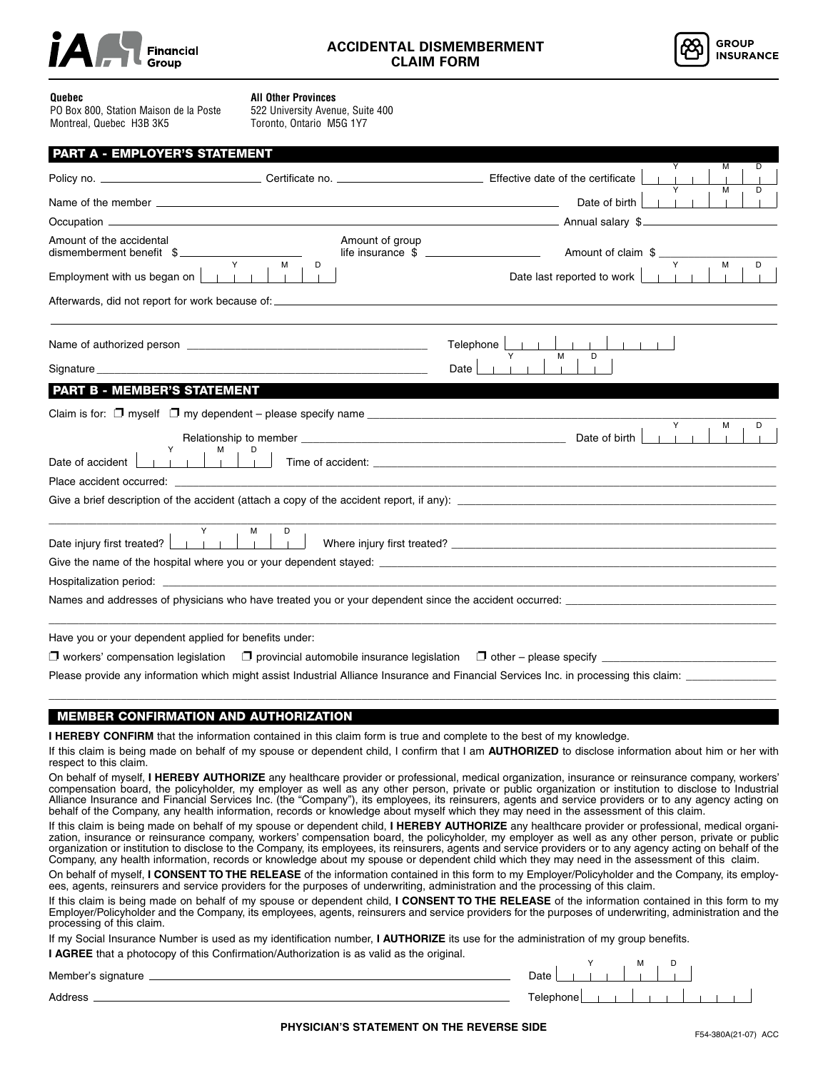iA Financial Group

# ACCIDENTAL DISMEMBERMENT CLAIM FORM

GROUP INSURANCE

**Quebec**
PO Box 800, Station Maison de la Poste
Montreal, Quebec H3B 3K5

**All Other Provinces**
522 University Avenue, Suite 400
Toronto, Ontario M5G 1Y7

## PART A - EMPLOYER'S STATEMENT

Policy no. ____________ Certificate no. ____________ Effective date of the certificate (Y M D) ____________

Name of the member ____________ Date of birth (Y M D) ____________

Occupation ____________ Annual salary $ ____________

Amount of the accidental dismemberment benefit $ ____________ Amount of group life insurance $ ____________ Amount of claim $ ____________

Employment with us began on (Y M D) ____________ Date last reported to work (Y M D) ____________

Afterwards, did not report for work because of: ____________

Name of authorized person ____________ Telephone ____________

Signature ____________ Date (Y M D) ____________

## PART B - MEMBER'S STATEMENT

Claim is for: ❐ myself ❐ my dependent – please specify name ____________

Relationship to member ____________ Date of birth (Y M D) ____________

Date of accident (Y M D) ____________ Time of accident: ____________

Place accident occurred: ____________

Give a brief description of the accident (attach a copy of the accident report, if any): ____________

Date injury first treated? (Y M D) ____________ Where injury first treated? ____________

Give the name of the hospital where you or your dependent stayed: ____________

Hospitalization period: ____________

Names and addresses of physicians who have treated you or your dependent since the accident occurred: ____________

Have you or your dependent applied for benefits under:

❐ workers' compensation legislation ❐ provincial automobile insurance legislation ❐ other – please specify ____________

Please provide any information which might assist Industrial Alliance Insurance and Financial Services Inc. in processing this claim: ____________

## MEMBER CONFIRMATION AND AUTHORIZATION

**I HEREBY CONFIRM** that the information contained in this claim form is true and complete to the best of my knowledge.

If this claim is being made on behalf of my spouse or dependent child, I confirm that I am **AUTHORIZED** to disclose information about him or her with respect to this claim.

On behalf of myself, **I HEREBY AUTHORIZE** any healthcare provider or professional, medical organization, insurance or reinsurance company, workers' compensation board, the policyholder, my employer as well as any other person, private or public organization or institution to disclose to Industrial Alliance Insurance and Financial Services Inc. (the "Company"), its employees, its reinsurers, agents and service providers or to any agency acting on behalf of the Company, any health information, records or knowledge about myself which they may need in the assessment of this claim.

If this claim is being made on behalf of my spouse or dependent child, **I HEREBY AUTHORIZE** any healthcare provider or professional, medical organization, insurance or reinsurance company, workers' compensation board, the policyholder, my employer as well as any other person, private or public organization or institution to disclose to the Company, its employees, its reinsurers, agents and service providers or to any agency acting on behalf of the Company, any health information, records or knowledge about my spouse or dependent child which they may need in the assessment of this claim.

On behalf of myself, **I CONSENT TO THE RELEASE** of the information contained in this form to my Employer/Policyholder and the Company, its employees, agents, reinsurers and service providers for the purposes of underwriting, administration and the processing of this claim.

If this claim is being made on behalf of my spouse or dependent child, **I CONSENT TO THE RELEASE** of the information contained in this form to my Employer/Policyholder and the Company, its employees, agents, reinsurers and service providers for the purposes of underwriting, administration and the processing of this claim.

If my Social Insurance Number is used as my identification number, **I AUTHORIZE** its use for the administration of my group benefits.

**I AGREE** that a photocopy of this Confirmation/Authorization is as valid as the original.

Member's signature ____________ Date (Y M D) ____________

Address ____________ Telephone ____________

**PHYSICIAN'S STATEMENT ON THE REVERSE SIDE**

F54-380A(21-07) ACC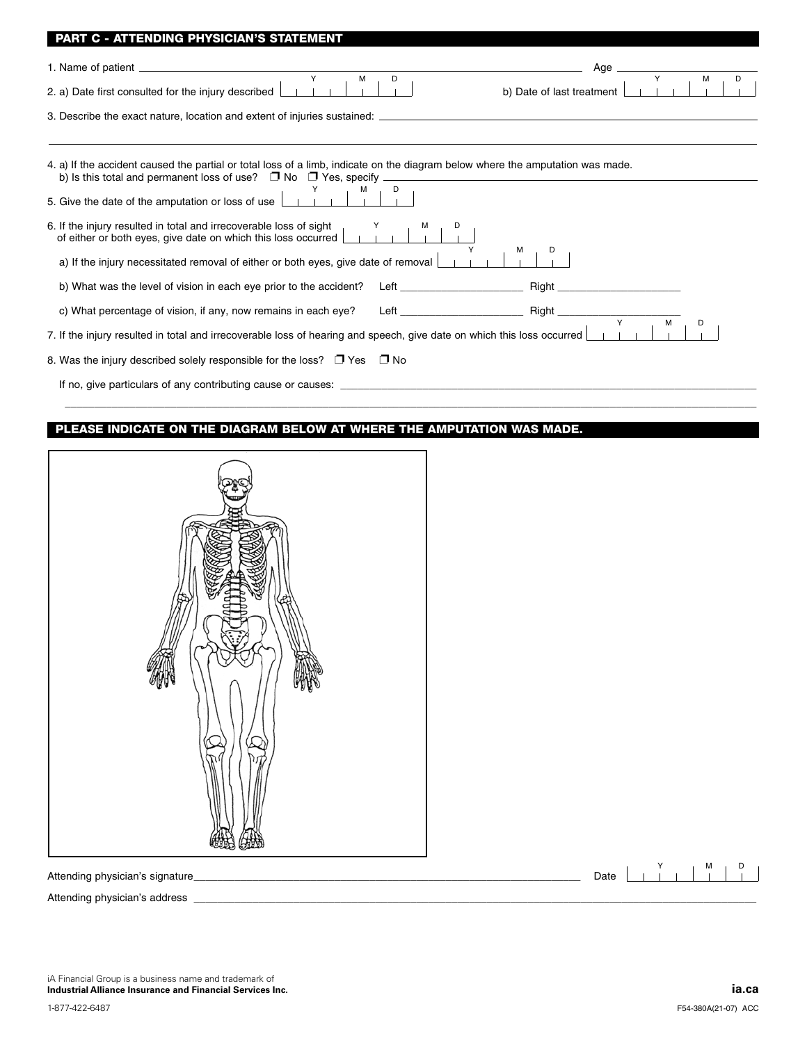## PART C - ATTENDING PHYSICIAN'S STATEMENT

1. Name of patient ______________________________ Age ________

2. a) Date first consulted for the injury described Y | M | D     b) Date of last treatment Y | M | D

3. Describe the exact nature, location and extent of injuries sustained: ______________________________

______________________________

4. a) If the accident caused the partial or total loss of a limb, indicate on the diagram below where the amputation was made.
   b) Is this total and permanent loss of use? ❒ No ❒ Yes, specify ______________________________

5. Give the date of the amputation or loss of use Y | M | D

6. If the injury resulted in total and irrecoverable loss of sight of either or both eyes, give date on which this loss occurred Y | M | D

   a) If the injury necessitated removal of either or both eyes, give date of removal Y | M | D

   b) What was the level of vision in each eye prior to the accident? Left ____________ Right ____________

   c) What percentage of vision, if any, now remains in each eye? Left ____________ Right ____________

7. If the injury resulted in total and irrecoverable loss of hearing and speech, give date on which this loss occurred Y | M | D

8. Was the injury described solely responsible for the loss? ❒ Yes ❒ No

   If no, give particulars of any contributing cause or causes: ______________________________

______________________________

## PLEASE INDICATE ON THE DIAGRAM BELOW AT WHERE THE AMPUTATION WAS MADE.

Attending physician's signature ______________________________ Date Y | M | D

Attending physician's address ______________________________

iA Financial Group is a business name and trademark of
**Industrial Alliance Insurance and Financial Services Inc.**

1-877-422-6487

ia.ca

F54-380A(21-07) ACC